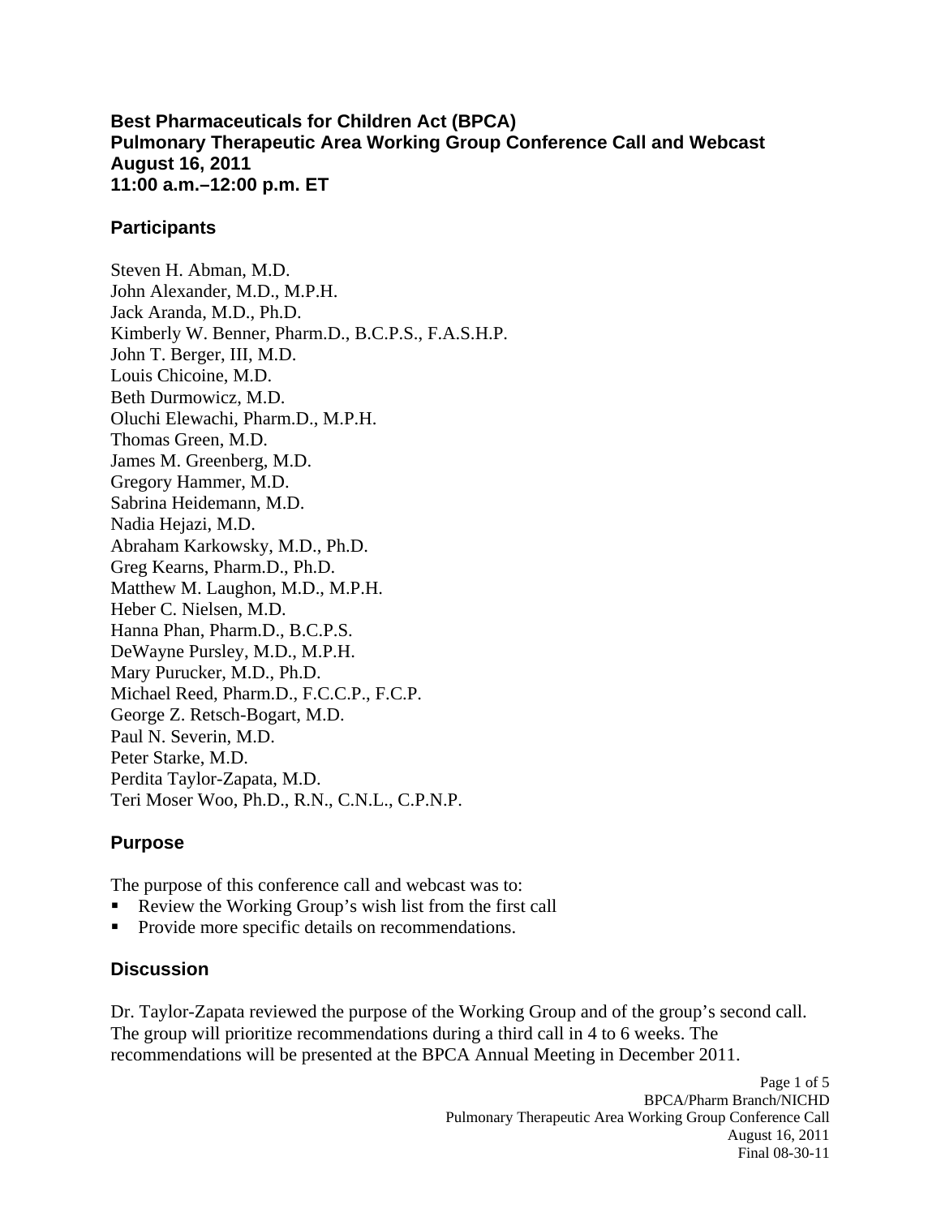# Best Pharmaceuticals for Children Act (BPCA)
# Pulmonary Therapeutic Area Working Group Conference Call and Webcast
# August 16, 2011
# 11:00 a.m.–12:00 p.m. ET

## Participants

Steven H. Abman, M.D.
John Alexander, M.D., M.P.H.
Jack Aranda, M.D., Ph.D.
Kimberly W. Benner, Pharm.D., B.C.P.S., F.A.S.H.P.
John T. Berger, III, M.D.
Louis Chicoine, M.D.
Beth Durmowicz, M.D.
Oluchi Elewachi, Pharm.D., M.P.H.
Thomas Green, M.D.
James M. Greenberg, M.D.
Gregory Hammer, M.D.
Sabrina Heidemann, M.D.
Nadia Hejazi, M.D.
Abraham Karkowsky, M.D., Ph.D.
Greg Kearns, Pharm.D., Ph.D.
Matthew M. Laughon, M.D., M.P.H.
Heber C. Nielsen, M.D.
Hanna Phan, Pharm.D., B.C.P.S.
DeWayne Pursley, M.D., M.P.H.
Mary Purucker, M.D., Ph.D.
Michael Reed, Pharm.D., F.C.C.P., F.C.P.
George Z. Retsch-Bogart, M.D.
Paul N. Severin, M.D.
Peter Starke, M.D.
Perdita Taylor-Zapata, M.D.
Teri Moser Woo, Ph.D., R.N., C.N.L., C.P.N.P.

## Purpose

The purpose of this conference call and webcast was to:

- Review the Working Group's wish list from the first call
- Provide more specific details on recommendations.

## Discussion

Dr. Taylor-Zapata reviewed the purpose of the Working Group and of the group's second call. The group will prioritize recommendations during a third call in 4 to 6 weeks. The recommendations will be presented at the BPCA Annual Meeting in December 2011.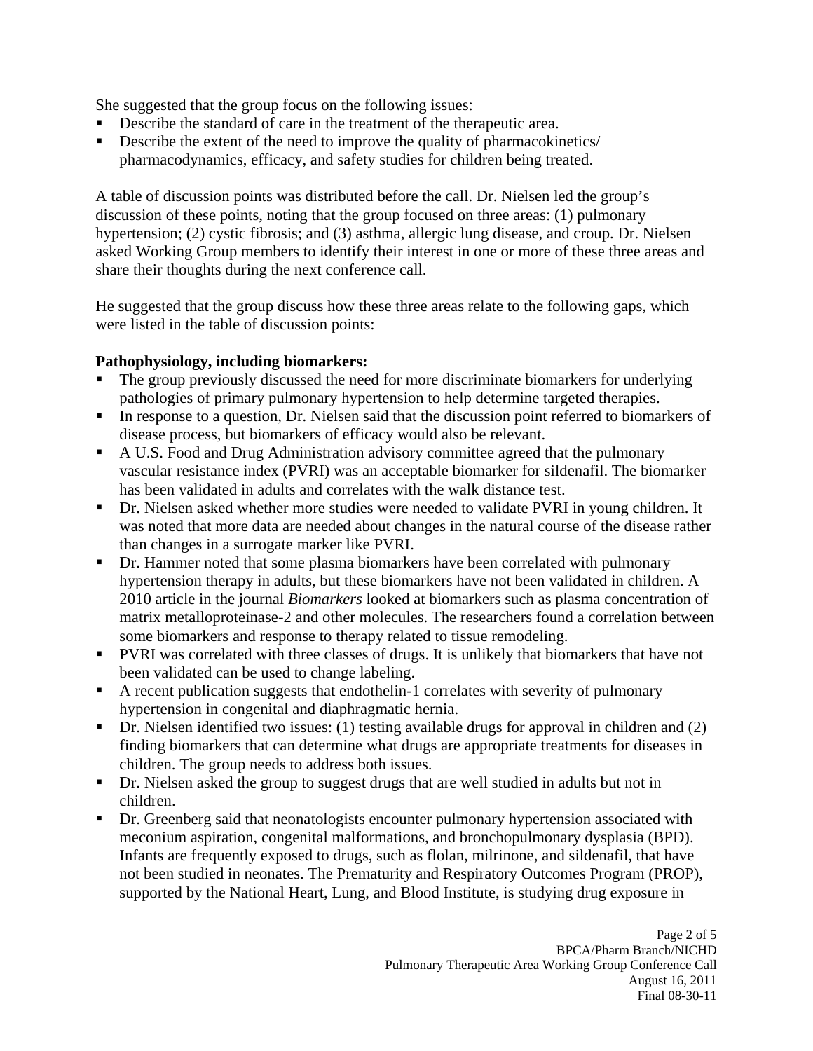She suggested that the group focus on the following issues:

- Describe the standard of care in the treatment of the therapeutic area.
- Describe the extent of the need to improve the quality of pharmacokinetics/ pharmacodynamics, efficacy, and safety studies for children being treated.

A table of discussion points was distributed before the call. Dr. Nielsen led the group's discussion of these points, noting that the group focused on three areas: (1) pulmonary hypertension; (2) cystic fibrosis; and (3) asthma, allergic lung disease, and croup. Dr. Nielsen asked Working Group members to identify their interest in one or more of these three areas and share their thoughts during the next conference call.

He suggested that the group discuss how these three areas relate to the following gaps, which were listed in the table of discussion points:

**Pathophysiology, including biomarkers:**

- The group previously discussed the need for more discriminate biomarkers for underlying pathologies of primary pulmonary hypertension to help determine targeted therapies.
- In response to a question, Dr. Nielsen said that the discussion point referred to biomarkers of disease process, but biomarkers of efficacy would also be relevant.
- A U.S. Food and Drug Administration advisory committee agreed that the pulmonary vascular resistance index (PVRI) was an acceptable biomarker for sildenafil. The biomarker has been validated in adults and correlates with the walk distance test.
- Dr. Nielsen asked whether more studies were needed to validate PVRI in young children. It was noted that more data are needed about changes in the natural course of the disease rather than changes in a surrogate marker like PVRI.
- Dr. Hammer noted that some plasma biomarkers have been correlated with pulmonary hypertension therapy in adults, but these biomarkers have not been validated in children. A 2010 article in the journal *Biomarkers* looked at biomarkers such as plasma concentration of matrix metalloproteinase-2 and other molecules. The researchers found a correlation between some biomarkers and response to therapy related to tissue remodeling.
- PVRI was correlated with three classes of drugs. It is unlikely that biomarkers that have not been validated can be used to change labeling.
- A recent publication suggests that endothelin-1 correlates with severity of pulmonary hypertension in congenital and diaphragmatic hernia.
- Dr. Nielsen identified two issues: (1) testing available drugs for approval in children and (2) finding biomarkers that can determine what drugs are appropriate treatments for diseases in children. The group needs to address both issues.
- Dr. Nielsen asked the group to suggest drugs that are well studied in adults but not in children.
- Dr. Greenberg said that neonatologists encounter pulmonary hypertension associated with meconium aspiration, congenital malformations, and bronchopulmonary dysplasia (BPD). Infants are frequently exposed to drugs, such as flolan, milrinone, and sildenafil, that have not been studied in neonates. The Prematurity and Respiratory Outcomes Program (PROP), supported by the National Heart, Lung, and Blood Institute, is studying drug exposure in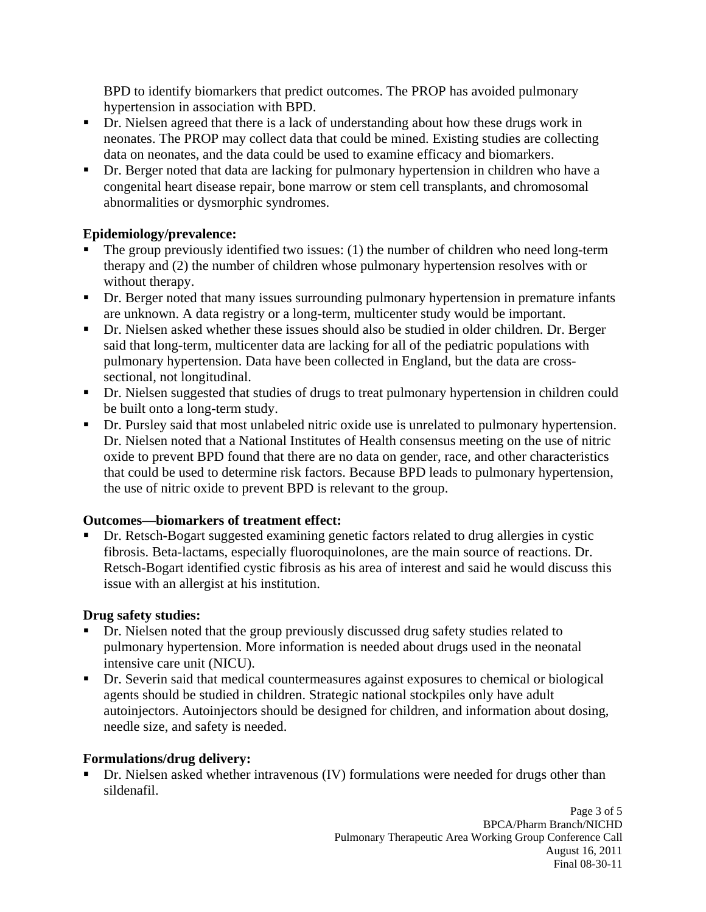BPD to identify biomarkers that predict outcomes. The PROP has avoided pulmonary hypertension in association with BPD.

- Dr. Nielsen agreed that there is a lack of understanding about how these drugs work in neonates. The PROP may collect data that could be mined. Existing studies are collecting data on neonates, and the data could be used to examine efficacy and biomarkers.
- Dr. Berger noted that data are lacking for pulmonary hypertension in children who have a congenital heart disease repair, bone marrow or stem cell transplants, and chromosomal abnormalities or dysmorphic syndromes.

**Epidemiology/prevalence:**

- The group previously identified two issues: (1) the number of children who need long-term therapy and (2) the number of children whose pulmonary hypertension resolves with or without therapy.
- Dr. Berger noted that many issues surrounding pulmonary hypertension in premature infants are unknown. A data registry or a long-term, multicenter study would be important.
- Dr. Nielsen asked whether these issues should also be studied in older children. Dr. Berger said that long-term, multicenter data are lacking for all of the pediatric populations with pulmonary hypertension. Data have been collected in England, but the data are cross-sectional, not longitudinal.
- Dr. Nielsen suggested that studies of drugs to treat pulmonary hypertension in children could be built onto a long-term study.
- Dr. Pursley said that most unlabeled nitric oxide use is unrelated to pulmonary hypertension. Dr. Nielsen noted that a National Institutes of Health consensus meeting on the use of nitric oxide to prevent BPD found that there are no data on gender, race, and other characteristics that could be used to determine risk factors. Because BPD leads to pulmonary hypertension, the use of nitric oxide to prevent BPD is relevant to the group.

**Outcomes—biomarkers of treatment effect:**

- Dr. Retsch-Bogart suggested examining genetic factors related to drug allergies in cystic fibrosis. Beta-lactams, especially fluoroquinolones, are the main source of reactions. Dr. Retsch-Bogart identified cystic fibrosis as his area of interest and said he would discuss this issue with an allergist at his institution.

**Drug safety studies:**

- Dr. Nielsen noted that the group previously discussed drug safety studies related to pulmonary hypertension. More information is needed about drugs used in the neonatal intensive care unit (NICU).
- Dr. Severin said that medical countermeasures against exposures to chemical or biological agents should be studied in children. Strategic national stockpiles only have adult autoinjectors. Autoinjectors should be designed for children, and information about dosing, needle size, and safety is needed.

**Formulations/drug delivery:**

- Dr. Nielsen asked whether intravenous (IV) formulations were needed for drugs other than sildenafil.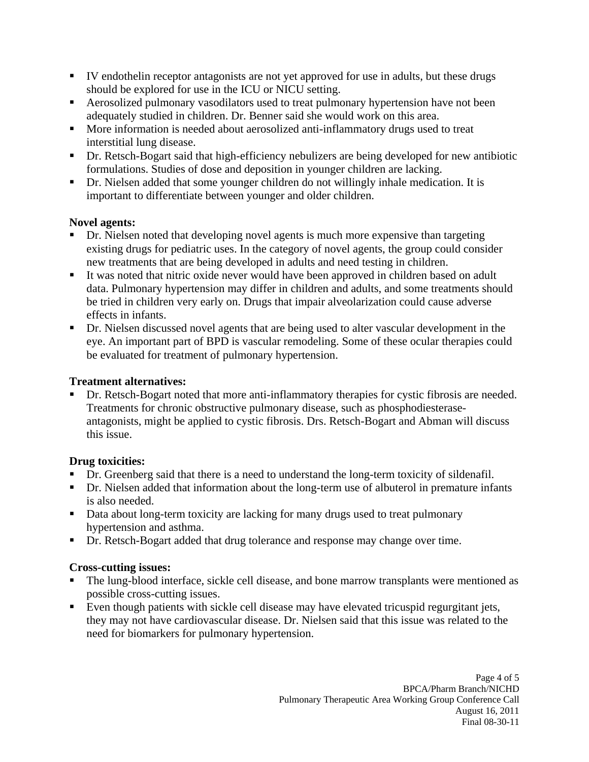- IV endothelin receptor antagonists are not yet approved for use in adults, but these drugs should be explored for use in the ICU or NICU setting.
- Aerosolized pulmonary vasodilators used to treat pulmonary hypertension have not been adequately studied in children. Dr. Benner said she would work on this area.
- More information is needed about aerosolized anti-inflammatory drugs used to treat interstitial lung disease.
- Dr. Retsch-Bogart said that high-efficiency nebulizers are being developed for new antibiotic formulations. Studies of dose and deposition in younger children are lacking.
- Dr. Nielsen added that some younger children do not willingly inhale medication. It is important to differentiate between younger and older children.

**Novel agents:**

- Dr. Nielsen noted that developing novel agents is much more expensive than targeting existing drugs for pediatric uses. In the category of novel agents, the group could consider new treatments that are being developed in adults and need testing in children.
- It was noted that nitric oxide never would have been approved in children based on adult data. Pulmonary hypertension may differ in children and adults, and some treatments should be tried in children very early on. Drugs that impair alveolarization could cause adverse effects in infants.
- Dr. Nielsen discussed novel agents that are being used to alter vascular development in the eye. An important part of BPD is vascular remodeling. Some of these ocular therapies could be evaluated for treatment of pulmonary hypertension.

**Treatment alternatives:**

- Dr. Retsch-Bogart noted that more anti-inflammatory therapies for cystic fibrosis are needed. Treatments for chronic obstructive pulmonary disease, such as phosphodiesterase-antagonists, might be applied to cystic fibrosis. Drs. Retsch-Bogart and Abman will discuss this issue.

**Drug toxicities:**

- Dr. Greenberg said that there is a need to understand the long-term toxicity of sildenafil.
- Dr. Nielsen added that information about the long-term use of albuterol in premature infants is also needed.
- Data about long-term toxicity are lacking for many drugs used to treat pulmonary hypertension and asthma.
- Dr. Retsch-Bogart added that drug tolerance and response may change over time.

**Cross-cutting issues:**

- The lung-blood interface, sickle cell disease, and bone marrow transplants were mentioned as possible cross-cutting issues.
- Even though patients with sickle cell disease may have elevated tricuspid regurgitant jets, they may not have cardiovascular disease. Dr. Nielsen said that this issue was related to the need for biomarkers for pulmonary hypertension.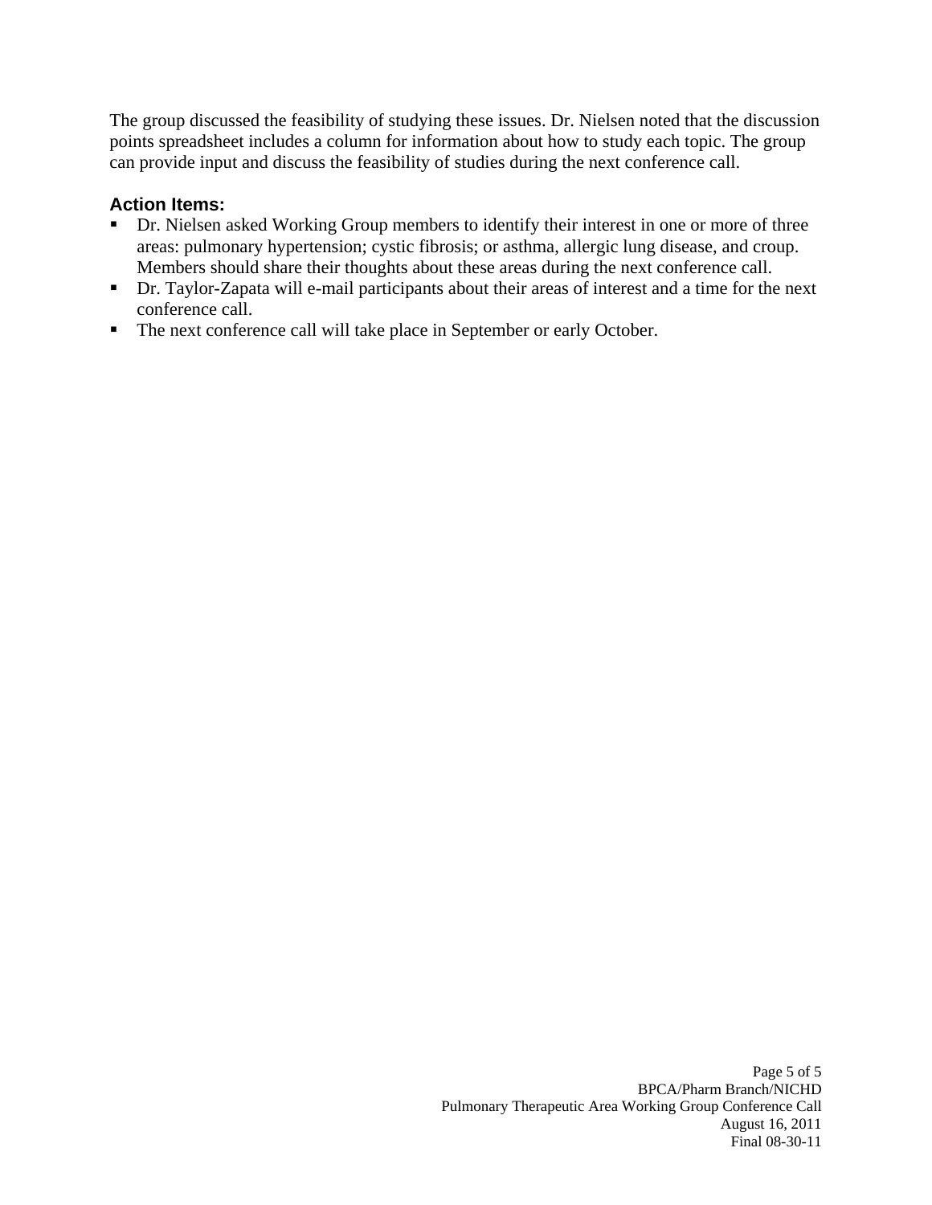The group discussed the feasibility of studying these issues. Dr. Nielsen noted that the discussion points spreadsheet includes a column for information about how to study each topic. The group can provide input and discuss the feasibility of studies during the next conference call.

### Action Items:

- Dr. Nielsen asked Working Group members to identify their interest in one or more of three areas: pulmonary hypertension; cystic fibrosis; or asthma, allergic lung disease, and croup. Members should share their thoughts about these areas during the next conference call.
- Dr. Taylor-Zapata will e-mail participants about their areas of interest and a time for the next conference call.
- The next conference call will take place in September or early October.